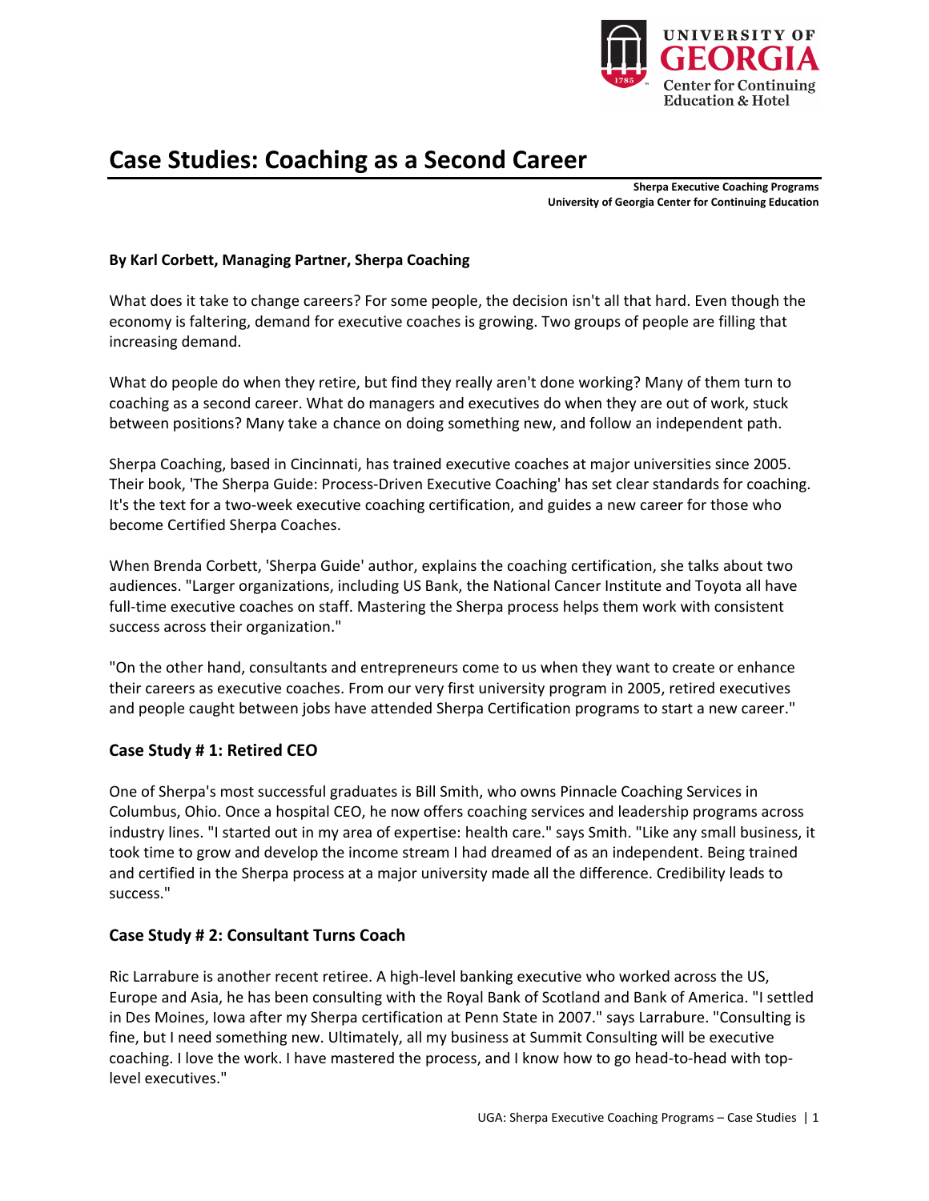# Case Studies: Coaching as a Second Career

**Sherpa Executive Coaching Programs**
**University of Georgia Center for Continuing Education**

**By Karl Corbett, Managing Partner, Sherpa Coaching**

What does it take to change careers? For some people, the decision isn't all that hard. Even though the economy is faltering, demand for executive coaches is growing. Two groups of people are filling that increasing demand.

What do people do when they retire, but find they really aren't done working? Many of them turn to coaching as a second career. What do managers and executives do when they are out of work, stuck between positions? Many take a chance on doing something new, and follow an independent path.

Sherpa Coaching, based in Cincinnati, has trained executive coaches at major universities since 2005. Their book, 'The Sherpa Guide: Process-Driven Executive Coaching' has set clear standards for coaching. It's the text for a two-week executive coaching certification, and guides a new career for those who become Certified Sherpa Coaches.

When Brenda Corbett, 'Sherpa Guide' author, explains the coaching certification, she talks about two audiences. "Larger organizations, including US Bank, the National Cancer Institute and Toyota all have full-time executive coaches on staff. Mastering the Sherpa process helps them work with consistent success across their organization."

"On the other hand, consultants and entrepreneurs come to us when they want to create or enhance their careers as executive coaches. From our very first university program in 2005, retired executives and people caught between jobs have attended Sherpa Certification programs to start a new career."

## Case Study # 1: Retired CEO

One of Sherpa's most successful graduates is Bill Smith, who owns Pinnacle Coaching Services in Columbus, Ohio. Once a hospital CEO, he now offers coaching services and leadership programs across industry lines. "I started out in my area of expertise: health care." says Smith. "Like any small business, it took time to grow and develop the income stream I had dreamed of as an independent. Being trained and certified in the Sherpa process at a major university made all the difference. Credibility leads to success."

## Case Study # 2: Consultant Turns Coach

Ric Larrabure is another recent retiree. A high-level banking executive who worked across the US, Europe and Asia, he has been consulting with the Royal Bank of Scotland and Bank of America. "I settled in Des Moines, Iowa after my Sherpa certification at Penn State in 2007." says Larrabure. "Consulting is fine, but I need something new. Ultimately, all my business at Summit Consulting will be executive coaching. I love the work. I have mastered the process, and I know how to go head-to-head with top-level executives."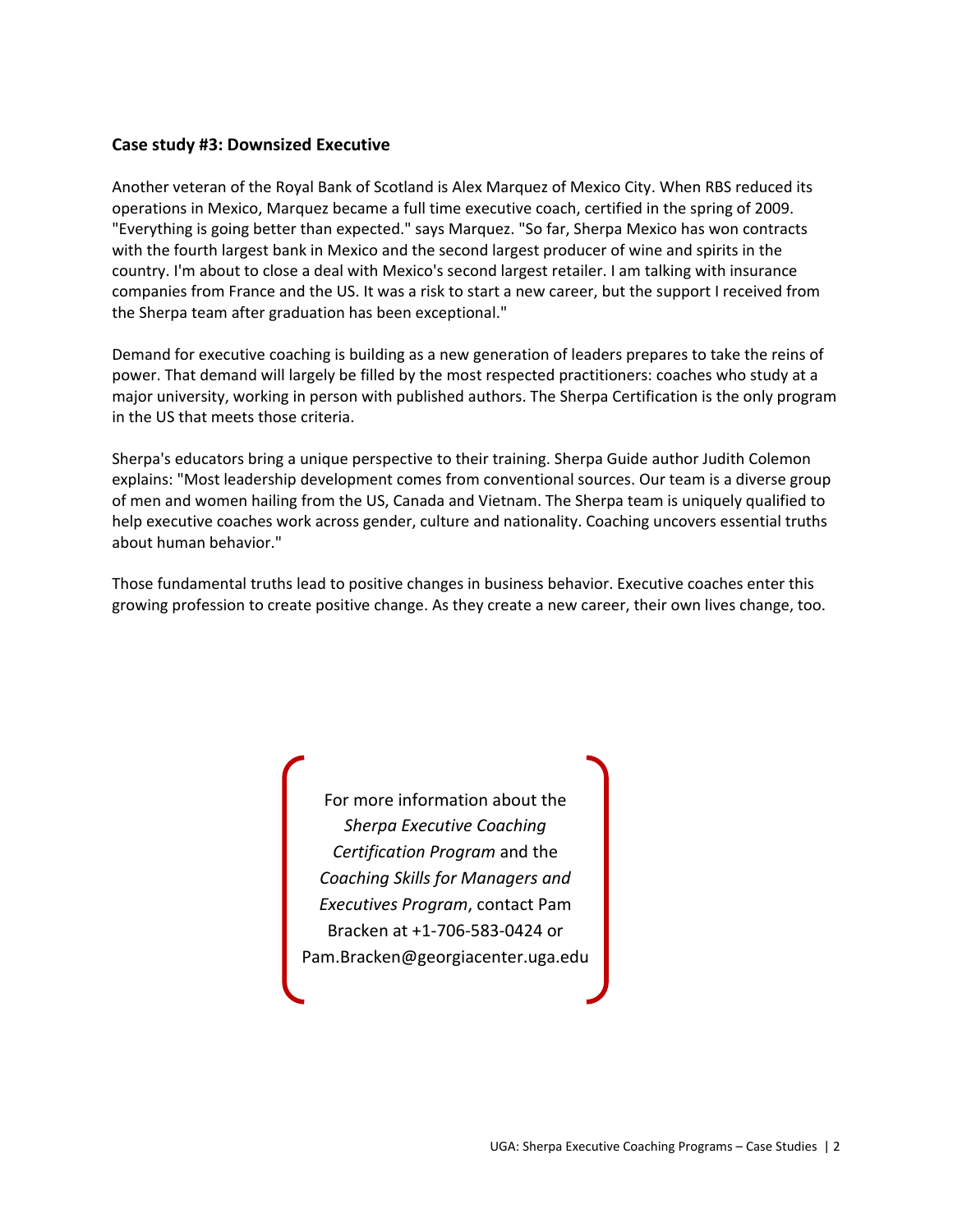**Case study #3: Downsized Executive**

Another veteran of the Royal Bank of Scotland is Alex Marquez of Mexico City. When RBS reduced its operations in Mexico, Marquez became a full time executive coach, certified in the spring of 2009. "Everything is going better than expected." says Marquez. "So far, Sherpa Mexico has won contracts with the fourth largest bank in Mexico and the second largest producer of wine and spirits in the country. I'm about to close a deal with Mexico's second largest retailer. I am talking with insurance companies from France and the US. It was a risk to start a new career, but the support I received from the Sherpa team after graduation has been exceptional."

Demand for executive coaching is building as a new generation of leaders prepares to take the reins of power. That demand will largely be filled by the most respected practitioners: coaches who study at a major university, working in person with published authors. The Sherpa Certification is the only program in the US that meets those criteria.

Sherpa's educators bring a unique perspective to their training. Sherpa Guide author Judith Colemon explains: "Most leadership development comes from conventional sources. Our team is a diverse group of men and women hailing from the US, Canada and Vietnam. The Sherpa team is uniquely qualified to help executive coaches work across gender, culture and nationality. Coaching uncovers essential truths about human behavior."

Those fundamental truths lead to positive changes in business behavior. Executive coaches enter this growing profession to create positive change. As they create a new career, their own lives change, too.

For more information about the *Sherpa Executive Coaching Certification Program* and the *Coaching Skills for Managers and Executives Program*, contact Pam Bracken at +1-706-583-0424 or Pam.Bracken@georgiacenter.uga.edu